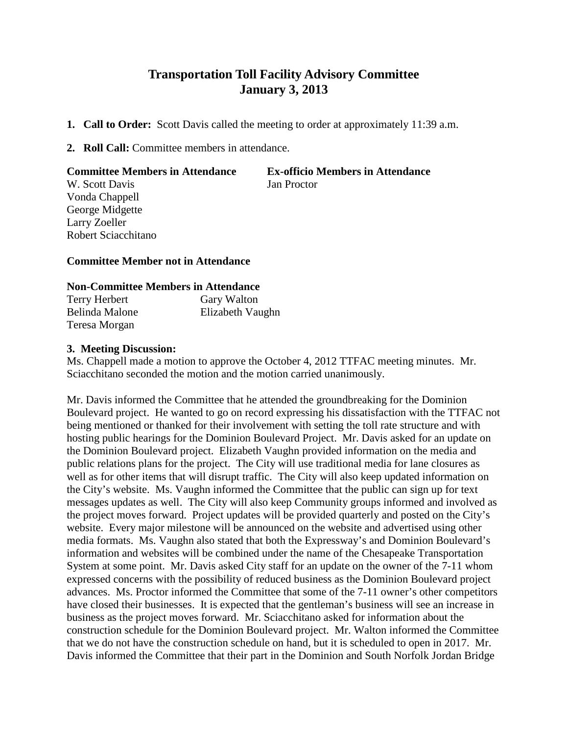# Transportation Toll Facility Advisory Committee
# January 3, 2013

1. **Call to Order:** Scott Davis called the meeting to order at approximately 11:39 a.m.

2. **Roll Call:** Committee members in attendance.

| **Committee Members in Attendance** | **Ex-officio Members in Attendance** |
|---|---|
| W. Scott Davis | Jan Proctor |
| Vonda Chappell | |
| George Midgette | |
| Larry Zoeller | |
| Robert Sciacchitano | |

**Committee Member not in Attendance**

**Non-Committee Members in Attendance**

| | |
|---|---|
| Terry Herbert | Gary Walton |
| Belinda Malone | Elizabeth Vaughn |
| Teresa Morgan | |

**3. Meeting Discussion:**

Ms. Chappell made a motion to approve the October 4, 2012 TTFAC meeting minutes. Mr. Sciacchitano seconded the motion and the motion carried unanimously.

Mr. Davis informed the Committee that he attended the groundbreaking for the Dominion Boulevard project. He wanted to go on record expressing his dissatisfaction with the TTFAC not being mentioned or thanked for their involvement with setting the toll rate structure and with hosting public hearings for the Dominion Boulevard Project. Mr. Davis asked for an update on the Dominion Boulevard project. Elizabeth Vaughn provided information on the media and public relations plans for the project. The City will use traditional media for lane closures as well as for other items that will disrupt traffic. The City will also keep updated information on the City's website. Ms. Vaughn informed the Committee that the public can sign up for text messages updates as well. The City will also keep Community groups informed and involved as the project moves forward. Project updates will be provided quarterly and posted on the City's website. Every major milestone will be announced on the website and advertised using other media formats. Ms. Vaughn also stated that both the Expressway's and Dominion Boulevard's information and websites will be combined under the name of the Chesapeake Transportation System at some point. Mr. Davis asked City staff for an update on the owner of the 7-11 whom expressed concerns with the possibility of reduced business as the Dominion Boulevard project advances. Ms. Proctor informed the Committee that some of the 7-11 owner's other competitors have closed their businesses. It is expected that the gentleman's business will see an increase in business as the project moves forward. Mr. Sciacchitano asked for information about the construction schedule for the Dominion Boulevard project. Mr. Walton informed the Committee that we do not have the construction schedule on hand, but it is scheduled to open in 2017. Mr. Davis informed the Committee that their part in the Dominion and South Norfolk Jordan Bridge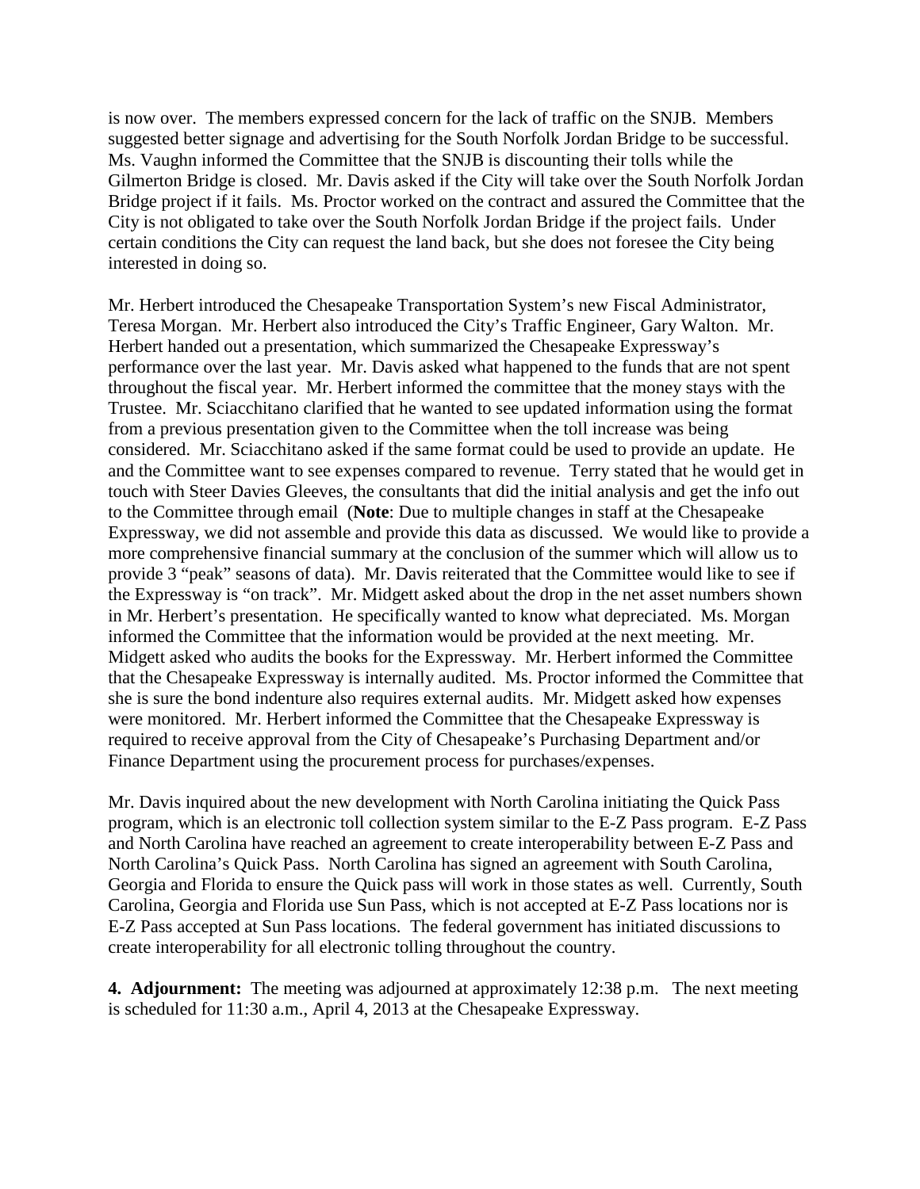is now over. The members expressed concern for the lack of traffic on the SNJB. Members suggested better signage and advertising for the South Norfolk Jordan Bridge to be successful. Ms. Vaughn informed the Committee that the SNJB is discounting their tolls while the Gilmerton Bridge is closed. Mr. Davis asked if the City will take over the South Norfolk Jordan Bridge project if it fails. Ms. Proctor worked on the contract and assured the Committee that the City is not obligated to take over the South Norfolk Jordan Bridge if the project fails. Under certain conditions the City can request the land back, but she does not foresee the City being interested in doing so.

Mr. Herbert introduced the Chesapeake Transportation System's new Fiscal Administrator, Teresa Morgan. Mr. Herbert also introduced the City's Traffic Engineer, Gary Walton. Mr. Herbert handed out a presentation, which summarized the Chesapeake Expressway's performance over the last year. Mr. Davis asked what happened to the funds that are not spent throughout the fiscal year. Mr. Herbert informed the committee that the money stays with the Trustee. Mr. Sciacchitano clarified that he wanted to see updated information using the format from a previous presentation given to the Committee when the toll increase was being considered. Mr. Sciacchitano asked if the same format could be used to provide an update. He and the Committee want to see expenses compared to revenue. Terry stated that he would get in touch with Steer Davies Gleeves, the consultants that did the initial analysis and get the info out to the Committee through email (**Note**: Due to multiple changes in staff at the Chesapeake Expressway, we did not assemble and provide this data as discussed. We would like to provide a more comprehensive financial summary at the conclusion of the summer which will allow us to provide 3 "peak" seasons of data). Mr. Davis reiterated that the Committee would like to see if the Expressway is "on track". Mr. Midgett asked about the drop in the net asset numbers shown in Mr. Herbert's presentation. He specifically wanted to know what depreciated. Ms. Morgan informed the Committee that the information would be provided at the next meeting. Mr. Midgett asked who audits the books for the Expressway. Mr. Herbert informed the Committee that the Chesapeake Expressway is internally audited. Ms. Proctor informed the Committee that she is sure the bond indenture also requires external audits. Mr. Midgett asked how expenses were monitored. Mr. Herbert informed the Committee that the Chesapeake Expressway is required to receive approval from the City of Chesapeake's Purchasing Department and/or Finance Department using the procurement process for purchases/expenses.

Mr. Davis inquired about the new development with North Carolina initiating the Quick Pass program, which is an electronic toll collection system similar to the E-Z Pass program. E-Z Pass and North Carolina have reached an agreement to create interoperability between E-Z Pass and North Carolina's Quick Pass. North Carolina has signed an agreement with South Carolina, Georgia and Florida to ensure the Quick pass will work in those states as well. Currently, South Carolina, Georgia and Florida use Sun Pass, which is not accepted at E-Z Pass locations nor is E-Z Pass accepted at Sun Pass locations. The federal government has initiated discussions to create interoperability for all electronic tolling throughout the country.

**4. Adjournment:** The meeting was adjourned at approximately 12:38 p.m. The next meeting is scheduled for 11:30 a.m., April 4, 2013 at the Chesapeake Expressway.